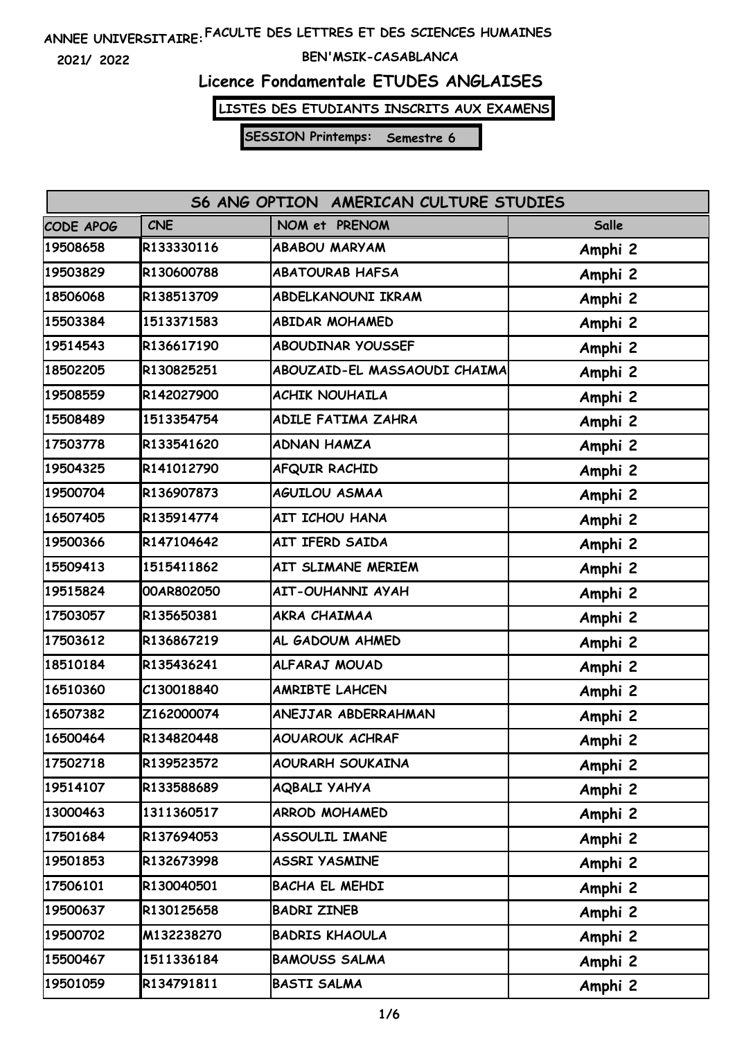ANNEE UNIVERSITAIRE: FACULTE DES LETTRES ET DES SCIENCES HUMAINES

2021/ 2022 BEN'MSIK-CASABLANCA

# Licence Fondamentale ETUDES ANGLAISES

**LISTES DES ETUDIANTS INSCRITS AUX EXAMENS**

**SESSION Printemps: Semestre 6**

## S6 ANG OPTION AMERICAN CULTURE STUDIES

| CODE APOG | CNE | NOM et PRENOM | Salle |
|---|---|---|---|
| 19508658 | R133330116 | ABABOU MARYAM | Amphi 2 |
| 19503829 | R130600788 | ABATOURAB HAFSA | Amphi 2 |
| 18506068 | R138513709 | ABDELKANOUNI IKRAM | Amphi 2 |
| 15503384 | 1513371583 | ABIDAR MOHAMED | Amphi 2 |
| 19514543 | R136617190 | ABOUDINAR YOUSSEF | Amphi 2 |
| 18502205 | R130825251 | ABOUZAID-EL MASSAOUDI CHAIMA | Amphi 2 |
| 19508559 | R142027900 | ACHIK NOUHAILA | Amphi 2 |
| 15508489 | 1513354754 | ADILE FATIMA ZAHRA | Amphi 2 |
| 17503778 | R133541620 | ADNAN HAMZA | Amphi 2 |
| 19504325 | R141012790 | AFQUIR RACHID | Amphi 2 |
| 19500704 | R136907873 | AGUILOU ASMAA | Amphi 2 |
| 16507405 | R135914774 | AIT ICHOU HANA | Amphi 2 |
| 19500366 | R147104642 | AIT IFERD SAIDA | Amphi 2 |
| 15509413 | 1515411862 | AIT SLIMANE MERIEM | Amphi 2 |
| 19515824 | 00AR802050 | AIT-OUHANNI AYAH | Amphi 2 |
| 17503057 | R135650381 | AKRA CHAIMAA | Amphi 2 |
| 17503612 | R136867219 | AL GADOUM AHMED | Amphi 2 |
| 18510184 | R135436241 | ALFARAJ MOUAD | Amphi 2 |
| 16510360 | C130018840 | AMRIBTE LAHCEN | Amphi 2 |
| 16507382 | Z162000074 | ANEJJAR ABDERRAHMAN | Amphi 2 |
| 16500464 | R134820448 | AOUAROUK ACHRAF | Amphi 2 |
| 17502718 | R139523572 | AOURARH SOUKAINA | Amphi 2 |
| 19514107 | R133588689 | AQBALI YAHYA | Amphi 2 |
| 13000463 | 1311360517 | ARROD MOHAMED | Amphi 2 |
| 17501684 | R137694053 | ASSOULIL IMANE | Amphi 2 |
| 19501853 | R132673998 | ASSRI YASMINE | Amphi 2 |
| 17506101 | R130040501 | BACHA EL MEHDI | Amphi 2 |
| 19500637 | R130125658 | BADRI ZINEB | Amphi 2 |
| 19500702 | M132238270 | BADRIS KHAOULA | Amphi 2 |
| 15500467 | 1511336184 | BAMOUSS SALMA | Amphi 2 |
| 19501059 | R134791811 | BASTI SALMA | Amphi 2 |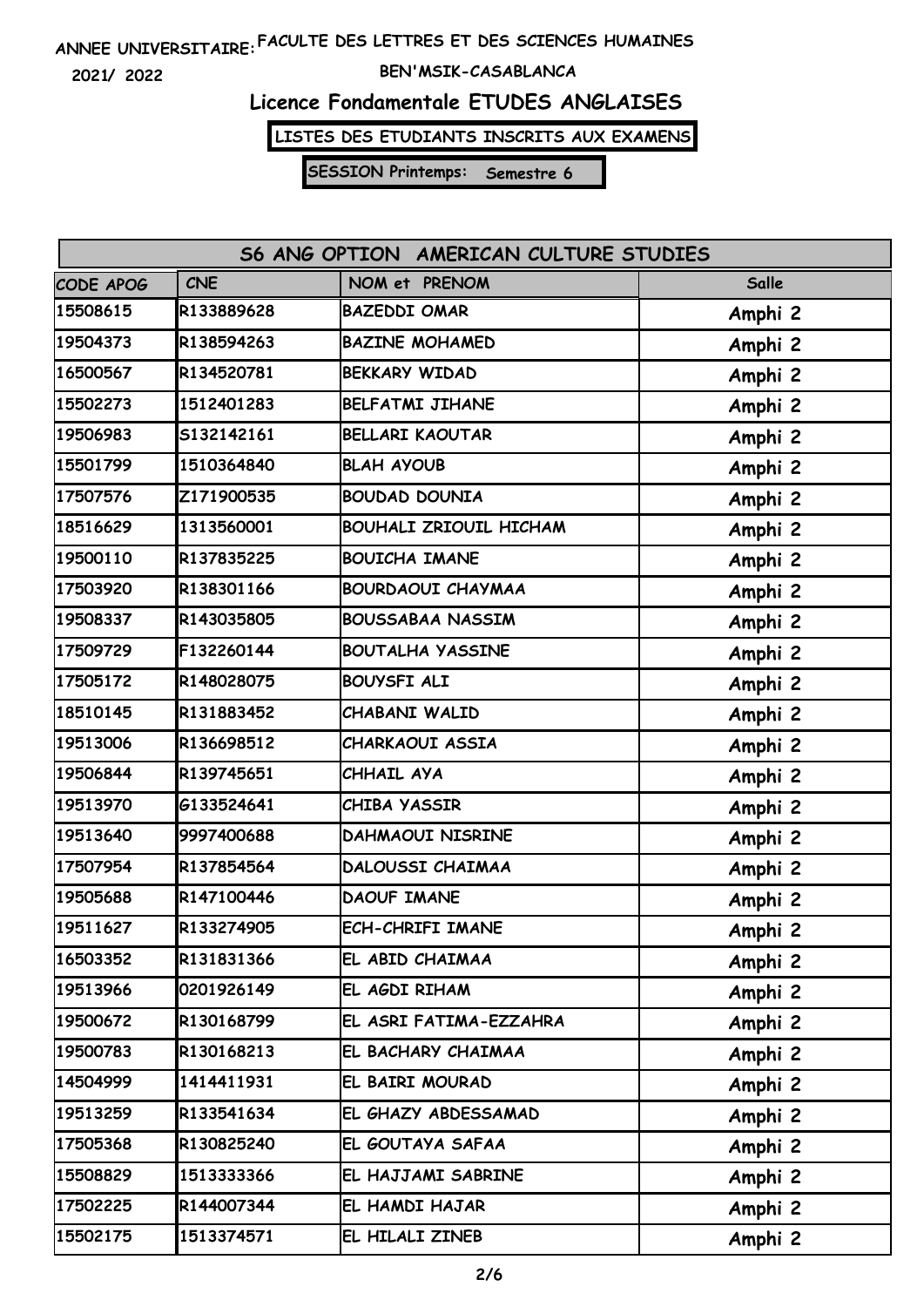ANNEE UNIVERSITAIRE: FACULTE DES LETTRES ET DES SCIENCES HUMAINES

2021/ 2022

BEN'MSIK-CASABLANCA

# Licence Fondamentale ETUDES ANGLAISES

**LISTES DES ETUDIANTS INSCRITS AUX EXAMENS**

**SESSION Printemps: Semestre 6**

| S6 ANG OPTION AMERICAN CULTURE STUDIES | | | |
|---|---|---|---|
| CODE APOG | CNE | NOM et PRENOM | Salle |
| 15508615 | R133889628 | BAZEDDI OMAR | Amphi 2 |
| 19504373 | R138594263 | BAZINE MOHAMED | Amphi 2 |
| 16500567 | R134520781 | BEKKARY WIDAD | Amphi 2 |
| 15502273 | 1512401283 | BELFATMI JIHANE | Amphi 2 |
| 19506983 | S132142161 | BELLARI KAOUTAR | Amphi 2 |
| 15501799 | 1510364840 | BLAH AYOUB | Amphi 2 |
| 17507576 | Z171900535 | BOUDAD DOUNIA | Amphi 2 |
| 18516629 | 1313560001 | BOUHALI ZRIOUIL HICHAM | Amphi 2 |
| 19500110 | R137835225 | BOUICHA IMANE | Amphi 2 |
| 17503920 | R138301166 | BOURDAOUI CHAYMAA | Amphi 2 |
| 19508337 | R143035805 | BOUSSABAA NASSIM | Amphi 2 |
| 17509729 | F132260144 | BOUTALHA YASSINE | Amphi 2 |
| 17505172 | R148028075 | BOUYSFI ALI | Amphi 2 |
| 18510145 | R131883452 | CHABANI WALID | Amphi 2 |
| 19513006 | R136698512 | CHARKAOUI ASSIA | Amphi 2 |
| 19506844 | R139745651 | CHHAIL AYA | Amphi 2 |
| 19513970 | G133524641 | CHIBA YASSIR | Amphi 2 |
| 19513640 | 9997400688 | DAHMAOUI NISRINE | Amphi 2 |
| 17507954 | R137854564 | DALOUSSI CHAIMAA | Amphi 2 |
| 19505688 | R147100446 | DAOUF IMANE | Amphi 2 |
| 19511627 | R133274905 | ECH-CHRIFI IMANE | Amphi 2 |
| 16503352 | R131831366 | EL ABID CHAIMAA | Amphi 2 |
| 19513966 | 0201926149 | EL AGDI RIHAM | Amphi 2 |
| 19500672 | R130168799 | EL ASRI FATIMA-EZZAHRA | Amphi 2 |
| 19500783 | R130168213 | EL BACHARY CHAIMAA | Amphi 2 |
| 14504999 | 1414411931 | EL BAIRI MOURAD | Amphi 2 |
| 19513259 | R133541634 | EL GHAZY ABDESSAMAD | Amphi 2 |
| 17505368 | R130825240 | EL GOUTAYA SAFAA | Amphi 2 |
| 15508829 | 1513333366 | EL HAJJAMI SABRINE | Amphi 2 |
| 17502225 | R144007344 | EL HAMDI HAJAR | Amphi 2 |
| 15502175 | 1513374571 | EL HILALI ZINEB | Amphi 2 |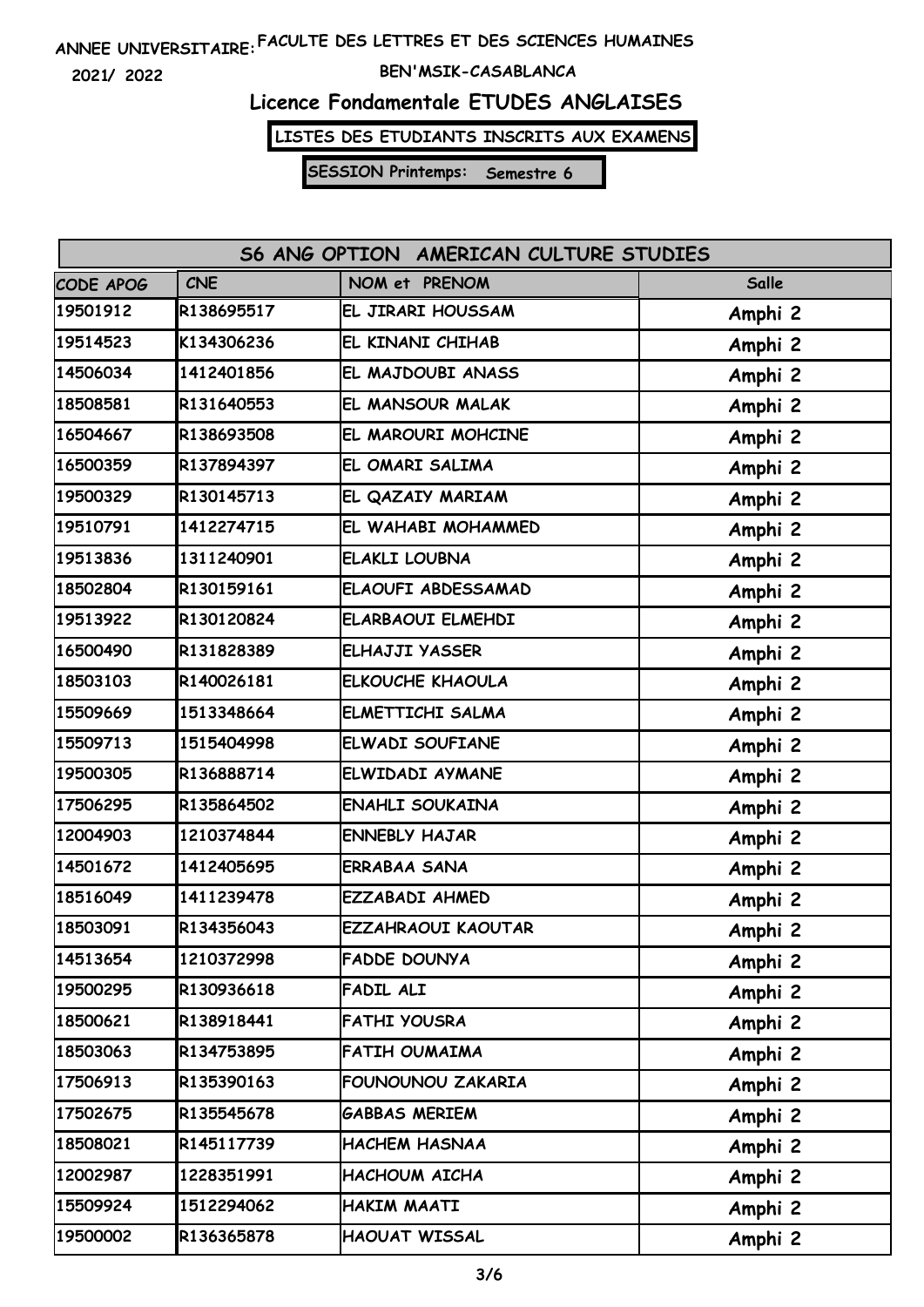ANNEE UNIVERSITAIRE: FACULTE DES LETTRES ET DES SCIENCES HUMAINES

2021/ 2022

BEN'MSIK-CASABLANCA

# Licence Fondamentale ETUDES ANGLAISES

**LISTES DES ETUDIANTS INSCRITS AUX EXAMENS**

**SESSION Printemps: Semestre 6**

| S6 ANG OPTION AMERICAN CULTURE STUDIES | | | |
|---|---|---|---|
| CODE APOG | CNE | NOM et PRENOM | Salle |
| 19501912 | R138695517 | EL JIRARI HOUSSAM | Amphi 2 |
| 19514523 | K134306236 | EL KINANI CHIHAB | Amphi 2 |
| 14506034 | 1412401856 | EL MAJDOUBI ANASS | Amphi 2 |
| 18508581 | R131640553 | EL MANSOUR MALAK | Amphi 2 |
| 16504667 | R138693508 | EL MAROURI MOHCINE | Amphi 2 |
| 16500359 | R137894397 | EL OMARI SALIMA | Amphi 2 |
| 19500329 | R130145713 | EL QAZAIY MARIAM | Amphi 2 |
| 19510791 | 1412274715 | EL WAHABI MOHAMMED | Amphi 2 |
| 19513836 | 1311240901 | ELAKLI LOUBNA | Amphi 2 |
| 18502804 | R130159161 | ELAOUFI ABDESSAMAD | Amphi 2 |
| 19513922 | R130120824 | ELARBAOUI ELMEHDI | Amphi 2 |
| 16500490 | R131828389 | ELHAJJI YASSER | Amphi 2 |
| 18503103 | R140026181 | ELKOUCHE KHAOULA | Amphi 2 |
| 15509669 | 1513348664 | ELMETTICHI SALMA | Amphi 2 |
| 15509713 | 1515404998 | ELWADI SOUFIANE | Amphi 2 |
| 19500305 | R136888714 | ELWIDADI AYMANE | Amphi 2 |
| 17506295 | R135864502 | ENAHLI SOUKAINA | Amphi 2 |
| 12004903 | 1210374844 | ENNEBLY HAJAR | Amphi 2 |
| 14501672 | 1412405695 | ERRABAA SANA | Amphi 2 |
| 18516049 | 1411239478 | EZZABADI AHMED | Amphi 2 |
| 18503091 | R134356043 | EZZAHRAOUI KAOUTAR | Amphi 2 |
| 14513654 | 1210372998 | FADDE DOUNYA | Amphi 2 |
| 19500295 | R130936618 | FADIL ALI | Amphi 2 |
| 18500621 | R138918441 | FATHI YOUSRA | Amphi 2 |
| 18503063 | R134753895 | FATIH OUMAIMA | Amphi 2 |
| 17506913 | R135390163 | FOUNOUNOU ZAKARIA | Amphi 2 |
| 17502675 | R135545678 | GABBAS MERIEM | Amphi 2 |
| 18508021 | R145117739 | HACHEM HASNAA | Amphi 2 |
| 12002987 | 1228351991 | HACHOUM AICHA | Amphi 2 |
| 15509924 | 1512294062 | HAKIM MAATI | Amphi 2 |
| 19500002 | R136365878 | HAOUAT WISSAL | Amphi 2 |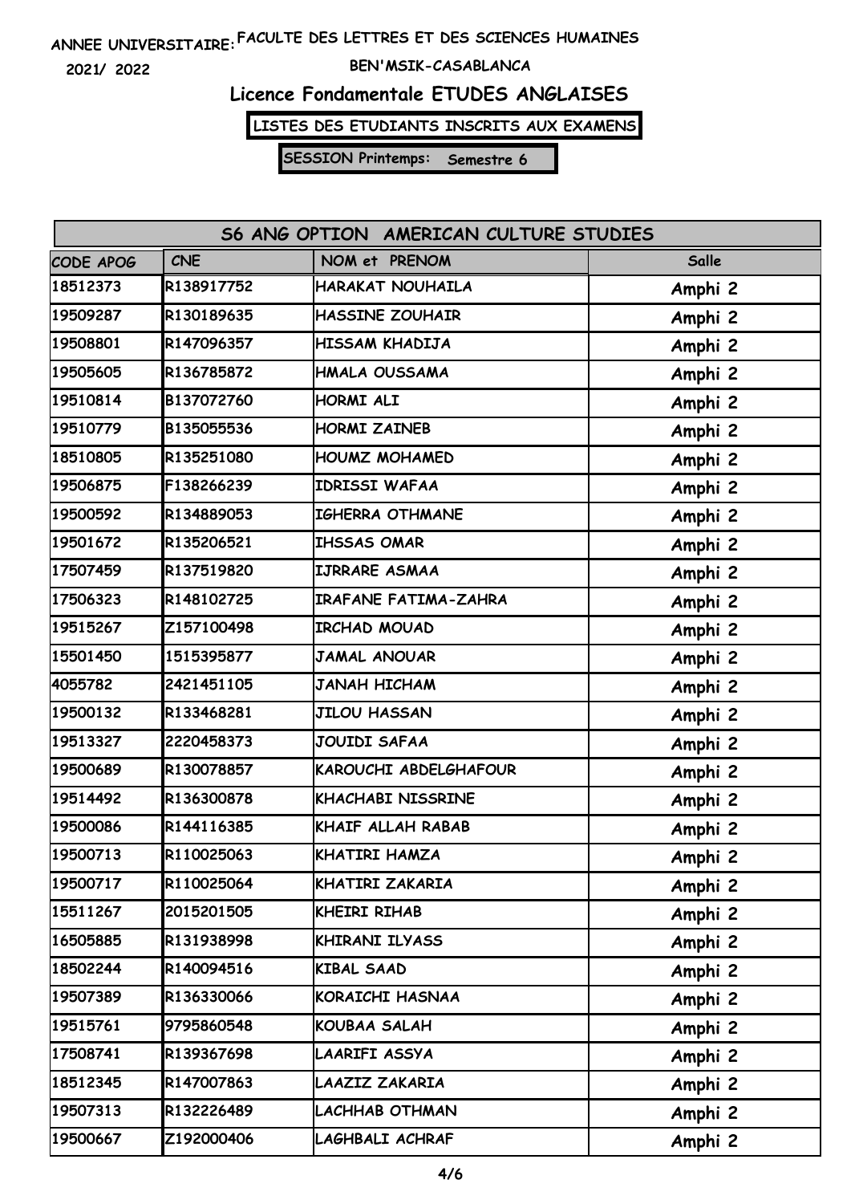ANNEE UNIVERSITAIRE: FACULTE DES LETTRES ET DES SCIENCES HUMAINES

2021/ 2022 BEN'MSIK-CASABLANCA

# Licence Fondamentale ETUDES ANGLAISES

**LISTES DES ETUDIANTS INSCRITS AUX EXAMENS**

**SESSION Printemps: Semestre 6**

| S6 ANG OPTION AMERICAN CULTURE STUDIES | | | |
|---|---|---|---|
| CODE APOG | CNE | NOM et PRENOM | Salle |
| 18512373 | R138917752 | HARAKAT NOUHAILA | Amphi 2 |
| 19509287 | R130189635 | HASSINE ZOUHAIR | Amphi 2 |
| 19508801 | R147096357 | HISSAM KHADIJA | Amphi 2 |
| 19505605 | R136785872 | HMALA OUSSAMA | Amphi 2 |
| 19510814 | B137072760 | HORMI ALI | Amphi 2 |
| 19510779 | B135055536 | HORMI ZAINEB | Amphi 2 |
| 18510805 | R135251080 | HOUMZ MOHAMED | Amphi 2 |
| 19506875 | F138266239 | IDRISSI WAFAA | Amphi 2 |
| 19500592 | R134889053 | IGHERRA OTHMANE | Amphi 2 |
| 19501672 | R135206521 | IHSSAS OMAR | Amphi 2 |
| 17507459 | R137519820 | IJRRARE ASMAA | Amphi 2 |
| 17506323 | R148102725 | IRAFANE FATIMA-ZAHRA | Amphi 2 |
| 19515267 | Z157100498 | IRCHAD MOUAD | Amphi 2 |
| 15501450 | 1515395877 | JAMAL ANOUAR | Amphi 2 |
| 4055782 | 2421451105 | JANAH HICHAM | Amphi 2 |
| 19500132 | R133468281 | JILOU HASSAN | Amphi 2 |
| 19513327 | 2220458373 | JOUIDI SAFAA | Amphi 2 |
| 19500689 | R130078857 | KAROUCHI ABDELGHAFOUR | Amphi 2 |
| 19514492 | R136300878 | KHACHABI NISSRINE | Amphi 2 |
| 19500086 | R144116385 | KHAIF ALLAH RABAB | Amphi 2 |
| 19500713 | R110025063 | KHATIRI HAMZA | Amphi 2 |
| 19500717 | R110025064 | KHATIRI ZAKARIA | Amphi 2 |
| 15511267 | 2015201505 | KHEIRI RIHAB | Amphi 2 |
| 16505885 | R131938998 | KHIRANI ILYASS | Amphi 2 |
| 18502244 | R140094516 | KIBAL SAAD | Amphi 2 |
| 19507389 | R136330066 | KORAICHI HASNAA | Amphi 2 |
| 19515761 | 9795860548 | KOUBAA SALAH | Amphi 2 |
| 17508741 | R139367698 | LAARIFI ASSYA | Amphi 2 |
| 18512345 | R147007863 | LAAZIZ ZAKARIA | Amphi 2 |
| 19507313 | R132226489 | LACHHAB OTHMAN | Amphi 2 |
| 19500667 | Z192000406 | LAGHBALI ACHRAF | Amphi 2 |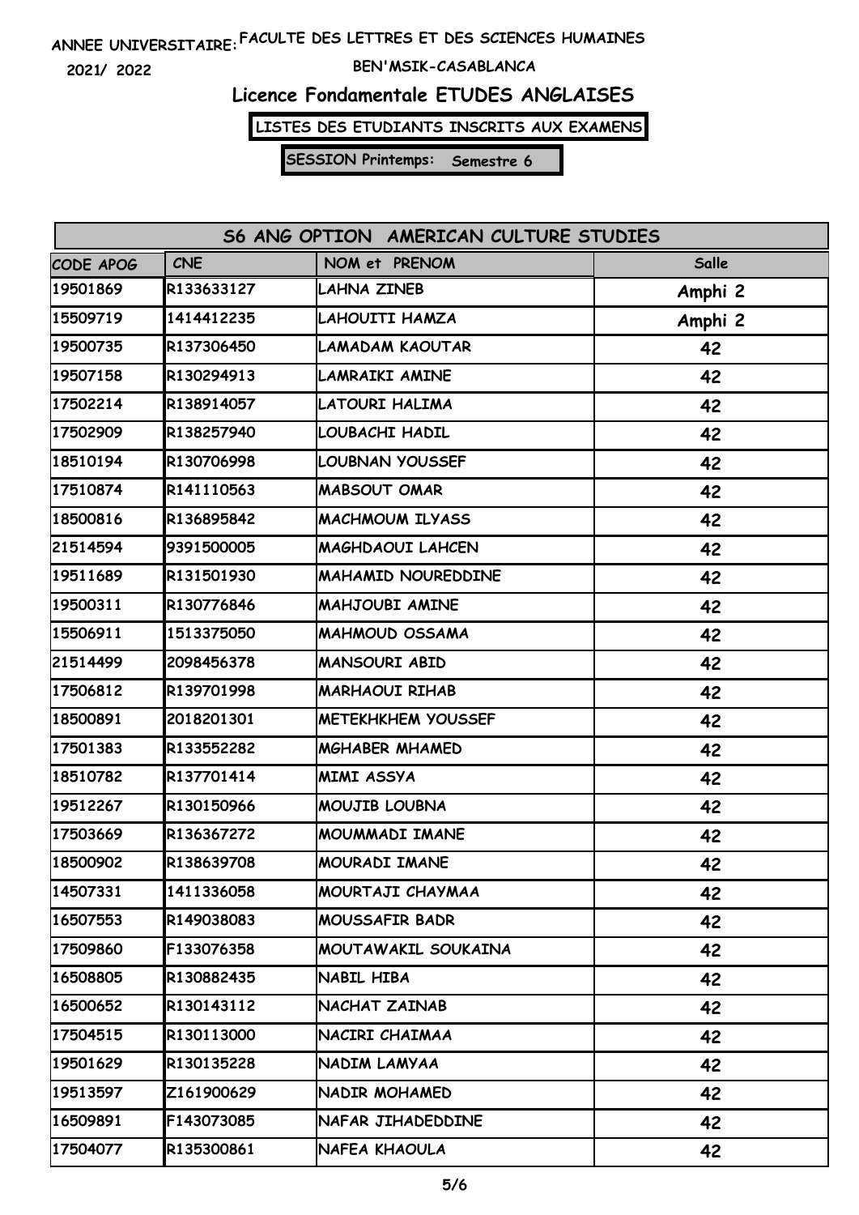ANNEE UNIVERSITAIRE: FACULTE DES LETTRES ET DES SCIENCES HUMAINES

2021/ 2022

BEN'MSIK-CASABLANCA

# Licence Fondamentale ETUDES ANGLAISES

**LISTES DES ETUDIANTS INSCRITS AUX EXAMENS**

**SESSION Printemps: Semestre 6**

| S6 ANG OPTION AMERICAN CULTURE STUDIES | | | |
|---|---|---|---|
| CODE APOG | CNE | NOM et PRENOM | Salle |
| 19501869 | R133633127 | LAHNA ZINEB | Amphi 2 |
| 15509719 | 1414412235 | LAHOUITI HAMZA | Amphi 2 |
| 19500735 | R137306450 | LAMADAM KAOUTAR | 42 |
| 19507158 | R130294913 | LAMRAIKI AMINE | 42 |
| 17502214 | R138914057 | LATOURI HALIMA | 42 |
| 17502909 | R138257940 | LOUBACHI HADIL | 42 |
| 18510194 | R130706998 | LOUBNAN YOUSSEF | 42 |
| 17510874 | R141110563 | MABSOUT OMAR | 42 |
| 18500816 | R136895842 | MACHMOUM ILYASS | 42 |
| 21514594 | 9391500005 | MAGHDAOUI LAHCEN | 42 |
| 19511689 | R131501930 | MAHAMID NOUREDDINE | 42 |
| 19500311 | R130776846 | MAHJOUBI AMINE | 42 |
| 15506911 | 1513375050 | MAHMOUD OSSAMA | 42 |
| 21514499 | 2098456378 | MANSOURI ABID | 42 |
| 17506812 | R139701998 | MARHAOUI RIHAB | 42 |
| 18500891 | 2018201301 | METEKHKHEM YOUSSEF | 42 |
| 17501383 | R133552282 | MGHABER MHAMED | 42 |
| 18510782 | R137701414 | MIMI ASSYA | 42 |
| 19512267 | R130150966 | MOUJIB LOUBNA | 42 |
| 17503669 | R136367272 | MOUMMADI IMANE | 42 |
| 18500902 | R138639708 | MOURADI IMANE | 42 |
| 14507331 | 1411336058 | MOURTAJI CHAYMAA | 42 |
| 16507553 | R149038083 | MOUSSAFIR BADR | 42 |
| 17509860 | F133076358 | MOUTAWAKIL SOUKAINA | 42 |
| 16508805 | R130882435 | NABIL HIBA | 42 |
| 16500652 | R130143112 | NACHAT ZAINAB | 42 |
| 17504515 | R130113000 | NACIRI CHAIMAA | 42 |
| 19501629 | R130135228 | NADIM LAMYAA | 42 |
| 19513597 | Z161900629 | NADIR MOHAMED | 42 |
| 16509891 | F143073085 | NAFAR JIHADEDDINE | 42 |
| 17504077 | R135300861 | NAFEA KHAOULA | 42 |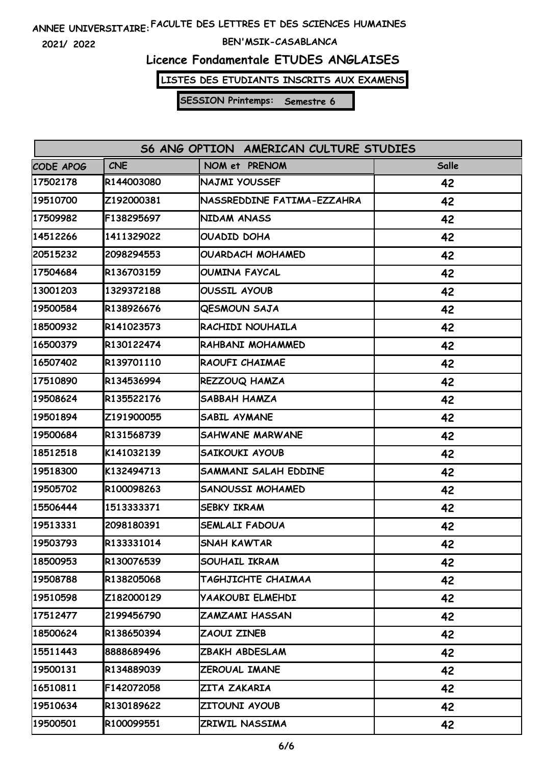ANNEE UNIVERSITAIRE: FACULTE DES LETTRES ET DES SCIENCES HUMAINES

2021/ 2022

BEN'MSIK-CASABLANCA

# Licence Fondamentale ETUDES ANGLAISES

**LISTES DES ETUDIANTS INSCRITS AUX EXAMENS**

**SESSION Printemps: Semestre 6**

| S6 ANG OPTION AMERICAN CULTURE STUDIES | | | |
|---|---|---|---|
| CODE APOG | CNE | NOM et PRENOM | Salle |
| 17502178 | R144003080 | NAJMI YOUSSEF | 42 |
| 19510700 | Z192000381 | NASSREDDINE FATIMA-EZZAHRA | 42 |
| 17509982 | F138295697 | NIDAM ANASS | 42 |
| 14512266 | 1411329022 | OUADID DOHA | 42 |
| 20515232 | 2098294553 | OUARDACH MOHAMED | 42 |
| 17504684 | R136703159 | OUMINA FAYCAL | 42 |
| 13001203 | 1329372188 | OUSSIL AYOUB | 42 |
| 19500584 | R138926676 | QESMOUN SAJA | 42 |
| 18500932 | R141023573 | RACHIDI NOUHAILA | 42 |
| 16500379 | R130122474 | RAHBANI MOHAMMED | 42 |
| 16507402 | R139701110 | RAOUFI CHAIMAE | 42 |
| 17510890 | R134536994 | REZZOUQ HAMZA | 42 |
| 19508624 | R135522176 | SABBAH HAMZA | 42 |
| 19501894 | Z191900055 | SABIL AYMANE | 42 |
| 19500684 | R131568739 | SAHWANE MARWANE | 42 |
| 18512518 | K141032139 | SAIKOUKI AYOUB | 42 |
| 19518300 | K132494713 | SAMMANI SALAH EDDINE | 42 |
| 19505702 | R100098263 | SANOUSSI MOHAMED | 42 |
| 15506444 | 1513333371 | SEBKY IKRAM | 42 |
| 19513331 | 2098180391 | SEMLALI FADOUA | 42 |
| 19503793 | R133331014 | SNAH KAWTAR | 42 |
| 18500953 | R130076539 | SOUHAIL IKRAM | 42 |
| 19508788 | R138205068 | TAGHJICHTE CHAIMAA | 42 |
| 19510598 | Z182000129 | YAAKOUBI ELMEHDI | 42 |
| 17512477 | 2199456790 | ZAMZAMI HASSAN | 42 |
| 18500624 | R138650394 | ZAOUI ZINEB | 42 |
| 15511443 | 8888689496 | ZBAKH ABDESLAM | 42 |
| 19500131 | R134889039 | ZEROUAL IMANE | 42 |
| 16510811 | F142072058 | ZITA ZAKARIA | 42 |
| 19510634 | R130189622 | ZITOUNI AYOUB | 42 |
| 19500501 | R100099551 | ZRIWIL NASSIMA | 42 |